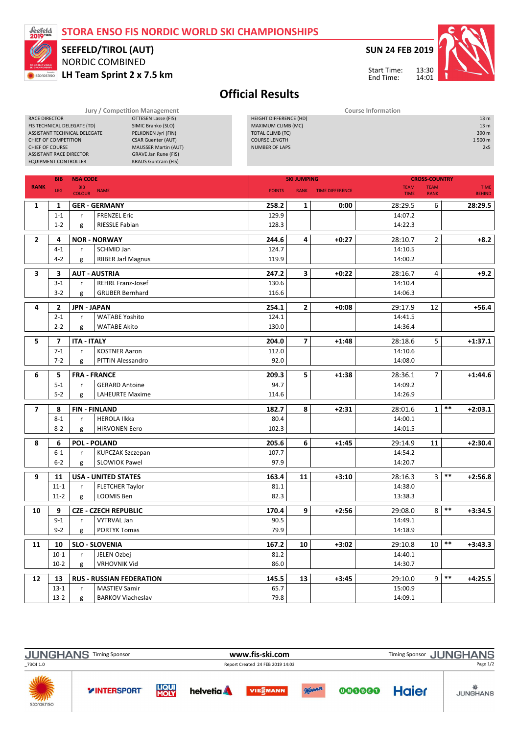# STORA ENSO FIS NORDIC WORLD SKI CHAMPIONSHIPS

## SEEFELD/TIROL (AUT)

NORDIC COMBINED

**LH Team Sprint 2 x 7.5 km**

**SUN 24 FEB 2019**

Start Time: 13:30
End Time: 14:01

# Official Results

**Jury / Competition Management**

| | |
|---|---|
| RACE DIRECTOR | OTTESEN Lasse (FIS) |
| FIS TECHNICAL DELEGATE (TD) | SIMIC Branko (SLO) |
| ASSISTANT TECHNICAL DELEGATE | PELKONEN Jyri (FIN) |
| CHIEF OF COMPETITION | CSAR Guenter (AUT) |
| CHIEF OF COURSE | MAUSSER Martin (AUT) |
| ASSISTANT RACE DIRECTOR | GRAVE Jan Rune (FIS) |
| EQUIPMENT CONTROLLER | KRAUS Guntram (FIS) |

**Course Information**

| | |
|---|---|
| HEIGHT DIFFERENCE (HD) | 13 m |
| MAXIMUM CLIMB (MC) | 13 m |
| TOTAL CLIMB (TC) | 390 m |
| COURSE LENGTH | 1 500 m |
| NUMBER OF LAPS | 2x5 |

| RANK | BIB / LEG | NSA CODE / BIB COLOUR | NAME | SKI JUMPING POINTS | SKI JUMPING RANK | TIME DIFFERENCE | CROSS-COUNTRY TEAM TIME | TEAM RANK | | TIME BEHIND |
|---|---|---|---|---|---|---|---|---|---|---|
| **1** | **1** | **GER - GERMANY** | | **258.2** | **1** | **0:00** | 28:29.5 | 6 | | **28:29.5** |
| | 1-1 | r | FRENZEL Eric | 129.9 | | | 14:07.2 | | | |
| | 1-2 | g | RIESSLE Fabian | 128.3 | | | 14:22.3 | | | |
| **2** | **4** | **NOR - NORWAY** | | **244.6** | **4** | **+0:27** | 28:10.7 | 2 | | **+8.2** |
| | 4-1 | r | SCHMID Jan | 124.7 | | | 14:10.5 | | | |
| | 4-2 | g | RIIBER Jarl Magnus | 119.9 | | | 14:00.2 | | | |
| **3** | **3** | **AUT - AUSTRIA** | | **247.2** | **3** | **+0:22** | 28:16.7 | 4 | | **+9.2** |
| | 3-1 | r | REHRL Franz-Josef | 130.6 | | | 14:10.4 | | | |
| | 3-2 | g | GRUBER Bernhard | 116.6 | | | 14:06.3 | | | |
| **4** | **2** | **JPN - JAPAN** | | **254.1** | **2** | **+0:08** | 29:17.9 | 12 | | **+56.4** |
| | 2-1 | r | WATABE Yoshito | 124.1 | | | 14:41.5 | | | |
| | 2-2 | g | WATABE Akito | 130.0 | | | 14:36.4 | | | |
| **5** | **7** | **ITA - ITALY** | | **204.0** | **7** | **+1:48** | 28:18.6 | 5 | | **+1:37.1** |
| | 7-1 | r | KOSTNER Aaron | 112.0 | | | 14:10.6 | | | |
| | 7-2 | g | PITTIN Alessandro | 92.0 | | | 14:08.0 | | | |
| **6** | **5** | **FRA - FRANCE** | | **209.3** | **5** | **+1:38** | 28:36.1 | 7 | | **+1:44.6** |
| | 5-1 | r | GERARD Antoine | 94.7 | | | 14:09.2 | | | |
| | 5-2 | g | LAHEURTE Maxime | 114.6 | | | 14:26.9 | | | |
| **7** | **8** | **FIN - FINLAND** | | **182.7** | **8** | **+2:31** | 28:01.6 | 1 | ** | **+2:03.1** |
| | 8-1 | r | HEROLA Ilkka | 80.4 | | | 14:00.1 | | | |
| | 8-2 | g | HIRVONEN Eero | 102.3 | | | 14:01.5 | | | |
| **8** | **6** | **POL - POLAND** | | **205.6** | **6** | **+1:45** | 29:14.9 | 11 | | **+2:30.4** |
| | 6-1 | r | KUPCZAK Szczepan | 107.7 | | | 14:54.2 | | | |
| | 6-2 | g | SLOWIOK Pawel | 97.9 | | | 14:20.7 | | | |
| **9** | **11** | **USA - UNITED STATES** | | **163.4** | **11** | **+3:10** | 28:16.3 | 3 | ** | **+2:56.8** |
| | 11-1 | r | FLETCHER Taylor | 81.1 | | | 14:38.0 | | | |
| | 11-2 | g | LOOMIS Ben | 82.3 | | | 13:38.3 | | | |
| **10** | **9** | **CZE - CZECH REPUBLIC** | | **170.4** | **9** | **+2:56** | 29:08.0 | 8 | ** | **+3:34.5** |
| | 9-1 | r | VYTRVAL Jan | 90.5 | | | 14:49.1 | | | |
| | 9-2 | g | PORTYK Tomas | 79.9 | | | 14:18.9 | | | |
| **11** | **10** | **SLO - SLOVENIA** | | **167.2** | **10** | **+3:02** | 29:10.8 | 10 | ** | **+3:43.3** |
| | 10-1 | r | JELEN Ozbej | 81.2 | | | 14:40.1 | | | |
| | 10-2 | g | VRHOVNIK Vid | 86.0 | | | 14:30.7 | | | |
| **12** | **13** | **RUS - RUSSIAN FEDERATION** | | **145.5** | **13** | **+3:45** | 29:10.0 | 9 | ** | **+4:25.5** |
| | 13-1 | r | MASTIEV Samir | 65.7 | | | 15:00.9 | | | |
| | 13-2 | g | BARKOV Viacheslav | 79.8 | | | 14:09.1 | | | |

Timing Sponsor JUNGHANS — www.fis-ski.com

_73C4 1.0 — Report Created 24 FEB 2019 14:03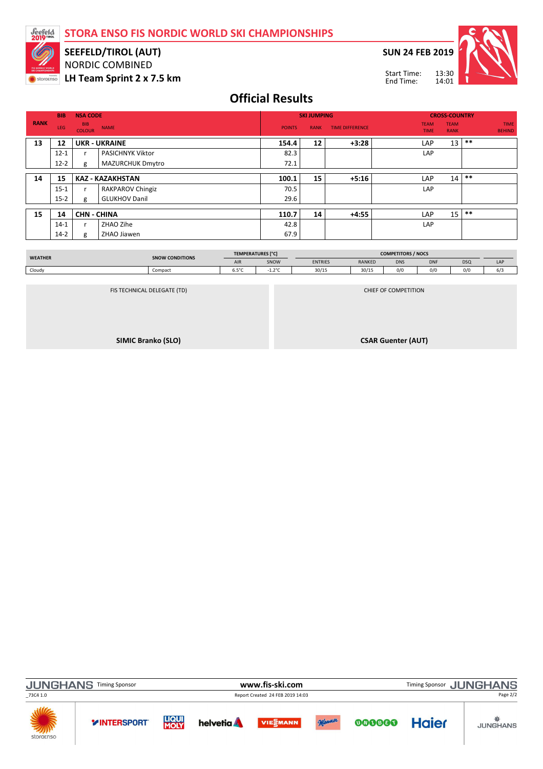# STORA ENSO FIS NORDIC WORLD SKI CHAMPIONSHIPS

**SEEFELD/TIROL (AUT)**
NORDIC COMBINED
**LH Team Sprint 2 x 7.5 km**

**SUN 24 FEB 2019**

Start Time: 13:30
End Time: 14:01

## Official Results

| RANK | BIB / LEG | BIB COLOUR | NSA CODE / NAME | SKI JUMPING POINTS | SKI JUMPING RANK | TIME DIFFERENCE | CROSS-COUNTRY TEAM TIME | TEAM RANK | TIME BEHIND |
|---|---|---|---|---|---|---|---|---|---|
| **13** | **12** | | **UKR - UKRAINE** | **154.4** | **12** | **+3:28** | LAP | 13 | ** |
| | 12-1 | r | PASICHNYK Viktor | 82.3 | | | LAP | | |
| | 12-2 | g | MAZURCHUK Dmytro | 72.1 | | | | | |
| **14** | **15** | | **KAZ - KAZAKHSTAN** | **100.1** | **15** | **+5:16** | LAP | 14 | ** |
| | 15-1 | r | RAKPAROV Chingiz | 70.5 | | | LAP | | |
| | 15-2 | g | GLUKHOV Danil | 29.6 | | | | | |
| **15** | **14** | | **CHN - CHINA** | **110.7** | **14** | **+4:55** | LAP | 15 | ** |
| | 14-1 | r | ZHAO Zihe | 42.8 | | | LAP | | |
| | 14-2 | g | ZHAO Jiawen | 67.9 | | | | | |

| WEATHER | SNOW CONDITIONS | TEMPERATURES [°C] AIR | TEMPERATURES [°C] SNOW | COMPETITORS / NOCS ENTRIES | RANKED | DNS | DNF | DSQ | LAP |
|---|---|---|---|---|---|---|---|---|---|
| Cloudy | Compact | 6.5°C | -1.2°C | 30/15 | 30/15 | 0/0 | 0/0 | 0/0 | 6/3 |

| FIS TECHNICAL DELEGATE (TD) | CHIEF OF COMPETITION |
|---|---|
| **SIMIC Branko (SLO)** | **CSAR Guenter (AUT)** |

JUNGHANS Timing Sponsor — www.fis-ski.com — Timing Sponsor JUNGHANS

_73C4 1.0 — Report Created 24 FEB 2019 14:03